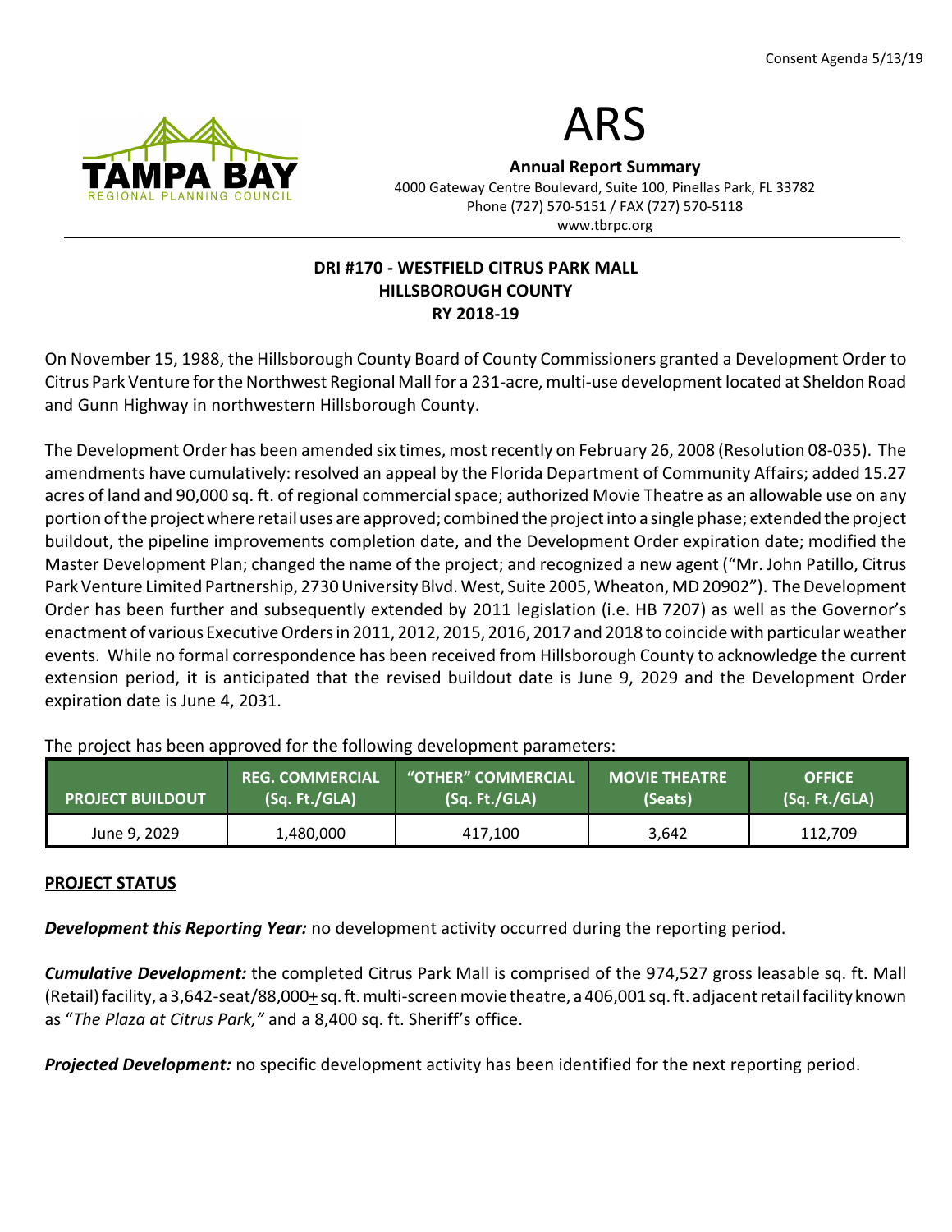Consent Agenda 5/13/19

# ARS

**Annual Report Summary**
4000 Gateway Centre Boulevard, Suite 100, Pinellas Park, FL 33782
Phone (727) 570-5151 / FAX (727) 570-5118
www.tbrpc.org

**DRI #170 - WESTFIELD CITRUS PARK MALL**
**HILLSBOROUGH COUNTY**
**RY 2018-19**

On November 15, 1988, the Hillsborough County Board of County Commissioners granted a Development Order to Citrus Park Venture for the Northwest Regional Mall for a 231-acre, multi-use development located at Sheldon Road and Gunn Highway in northwestern Hillsborough County.

The Development Order has been amended six times, most recently on February 26, 2008 (Resolution 08-035). The amendments have cumulatively: resolved an appeal by the Florida Department of Community Affairs; added 15.27 acres of land and 90,000 sq. ft. of regional commercial space; authorized Movie Theatre as an allowable use on any portion of the project where retail uses are approved; combined the project into a single phase; extended the project buildout, the pipeline improvements completion date, and the Development Order expiration date; modified the Master Development Plan; changed the name of the project; and recognized a new agent ("Mr. John Patillo, Citrus Park Venture Limited Partnership, 2730 University Blvd. West, Suite 2005, Wheaton, MD 20902"). The Development Order has been further and subsequently extended by 2011 legislation (i.e. HB 7207) as well as the Governor's enactment of various Executive Orders in 2011, 2012, 2015, 2016, 2017 and 2018 to coincide with particular weather events. While no formal correspondence has been received from Hillsborough County to acknowledge the current extension period, it is anticipated that the revised buildout date is June 9, 2029 and the Development Order expiration date is June 4, 2031.

The project has been approved for the following development parameters:

| PROJECT BUILDOUT | REG. COMMERCIAL (Sq. Ft./GLA) | "OTHER" COMMERCIAL (Sq. Ft./GLA) | MOVIE THEATRE (Seats) | OFFICE (Sq. Ft./GLA) |
|---|---|---|---|---|
| June 9, 2029 | 1,480,000 | 417,100 | 3,642 | 112,709 |

## PROJECT STATUS

***Development this Reporting Year:*** no development activity occurred during the reporting period.

***Cumulative Development:*** the completed Citrus Park Mall is comprised of the 974,527 gross leasable sq. ft. Mall (Retail) facility, a 3,642-seat/88,000± sq. ft. multi-screen movie theatre, a 406,001 sq. ft. adjacent retail facility known as "*The Plaza at Citrus Park,"* and a 8,400 sq. ft. Sheriff's office.

***Projected Development:*** no specific development activity has been identified for the next reporting period.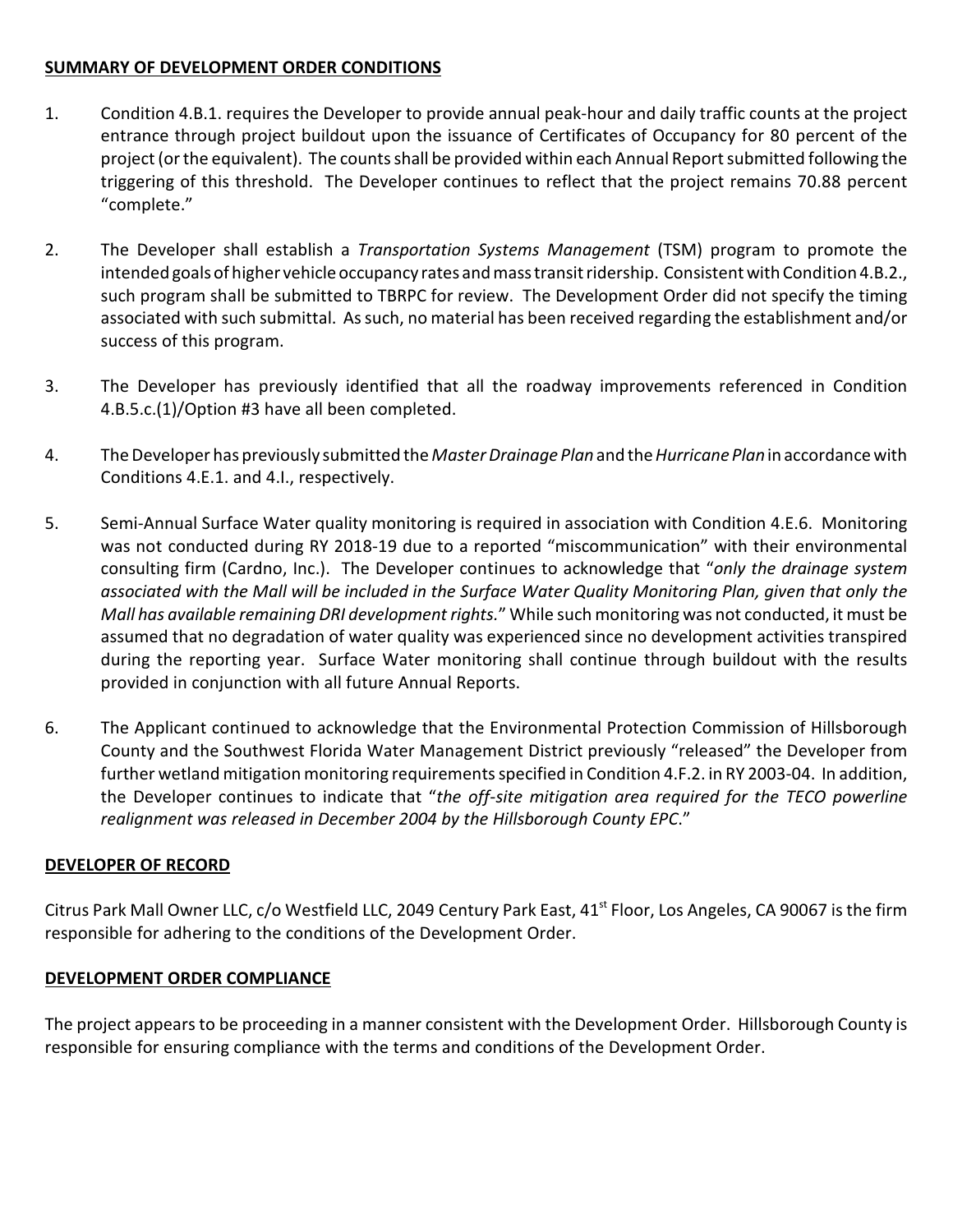## SUMMARY OF DEVELOPMENT ORDER CONDITIONS

1. Condition 4.B.1. requires the Developer to provide annual peak-hour and daily traffic counts at the project entrance through project buildout upon the issuance of Certificates of Occupancy for 80 percent of the project (or the equivalent). The counts shall be provided within each Annual Report submitted following the triggering of this threshold. The Developer continues to reflect that the project remains 70.88 percent "complete."

2. The Developer shall establish a *Transportation Systems Management* (TSM) program to promote the intended goals of higher vehicle occupancy rates and mass transit ridership. Consistent with Condition 4.B.2., such program shall be submitted to TBRPC for review. The Development Order did not specify the timing associated with such submittal. As such, no material has been received regarding the establishment and/or success of this program.

3. The Developer has previously identified that all the roadway improvements referenced in Condition 4.B.5.c.(1)/Option #3 have all been completed.

4. The Developer has previously submitted the *Master Drainage Plan* and the *Hurricane Plan* in accordance with Conditions 4.E.1. and 4.I., respectively.

5. Semi-Annual Surface Water quality monitoring is required in association with Condition 4.E.6. Monitoring was not conducted during RY 2018-19 due to a reported "miscommunication" with their environmental consulting firm (Cardno, Inc.). The Developer continues to acknowledge that "*only the drainage system associated with the Mall will be included in the Surface Water Quality Monitoring Plan, given that only the Mall has available remaining DRI development rights.*" While such monitoring was not conducted, it must be assumed that no degradation of water quality was experienced since no development activities transpired during the reporting year. Surface Water monitoring shall continue through buildout with the results provided in conjunction with all future Annual Reports.

6. The Applicant continued to acknowledge that the Environmental Protection Commission of Hillsborough County and the Southwest Florida Water Management District previously "released" the Developer from further wetland mitigation monitoring requirements specified in Condition 4.F.2. in RY 2003-04. In addition, the Developer continues to indicate that "*the off-site mitigation area required for the TECO powerline realignment was released in December 2004 by the Hillsborough County EPC*."

## DEVELOPER OF RECORD

Citrus Park Mall Owner LLC, c/o Westfield LLC, 2049 Century Park East, 41st Floor, Los Angeles, CA 90067 is the firm responsible for adhering to the conditions of the Development Order.

## DEVELOPMENT ORDER COMPLIANCE

The project appears to be proceeding in a manner consistent with the Development Order. Hillsborough County is responsible for ensuring compliance with the terms and conditions of the Development Order.